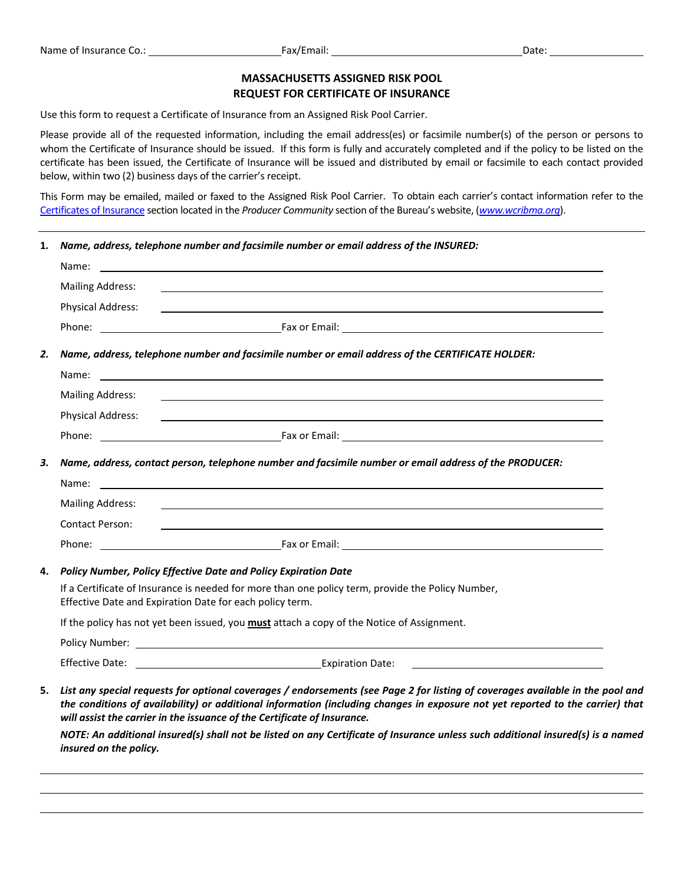Name of Insurance Co.: ________________________ Fax/Email: ____________________________________ Date: ________________

## MASSACHUSETTS ASSIGNED RISK POOL
## REQUEST FOR CERTIFICATE OF INSURANCE

Use this form to request a Certificate of Insurance from an Assigned Risk Pool Carrier.

Please provide all of the requested information, including the email address(es) or facsimile number(s) of the person or persons to whom the Certificate of Insurance should be issued. If this form is fully and accurately completed and if the policy to be listed on the certificate has been issued, the Certificate of Insurance will be issued and distributed by email or facsimile to each contact provided below, within two (2) business days of the carrier's receipt.

This Form may be emailed, mailed or faxed to the Assigned Risk Pool Carrier. To obtain each carrier's contact information refer to the Certificates of Insurance section located in the *Producer Community* section of the Bureau's website, (*www.wcribma.org*).

---

**1.** ***Name, address, telephone number and facsimile number or email address of the INSURED:***

Name: ____________________________________________

Mailing Address: ____________________________________________

Physical Address: ____________________________________________

Phone: ______________________ Fax or Email: ______________________

***2. Name, address, telephone number and facsimile number or email address of the CERTIFICATE HOLDER:***

Name: ____________________________________________

Mailing Address: ____________________________________________

Physical Address: ____________________________________________

Phone: ______________________ Fax or Email: ______________________

***3. Name, address, contact person, telephone number and facsimile number or email address of the PRODUCER:***

Name: ____________________________________________

Mailing Address: ____________________________________________

Contact Person: ____________________________________________

Phone: ______________________ Fax or Email: ______________________

**4.** ***Policy Number, Policy Effective Date and Policy Expiration Date***

If a Certificate of Insurance is needed for more than one policy term, provide the Policy Number, Effective Date and Expiration Date for each policy term.

If the policy has not yet been issued, you **must** attach a copy of the Notice of Assignment.

Policy Number: ____________________________________________

Effective Date: ______________________ Expiration Date: ______________________

**5.** ***List any special requests for optional coverages / endorsements (see Page 2 for listing of coverages available in the pool and the conditions of availability) or additional information (including changes in exposure not yet reported to the carrier) that will assist the carrier in the issuance of the Certificate of Insurance.***

***NOTE: An additional insured(s) shall not be listed on any Certificate of Insurance unless such additional insured(s) is a named insured on the policy.***

____________________________________________

____________________________________________

____________________________________________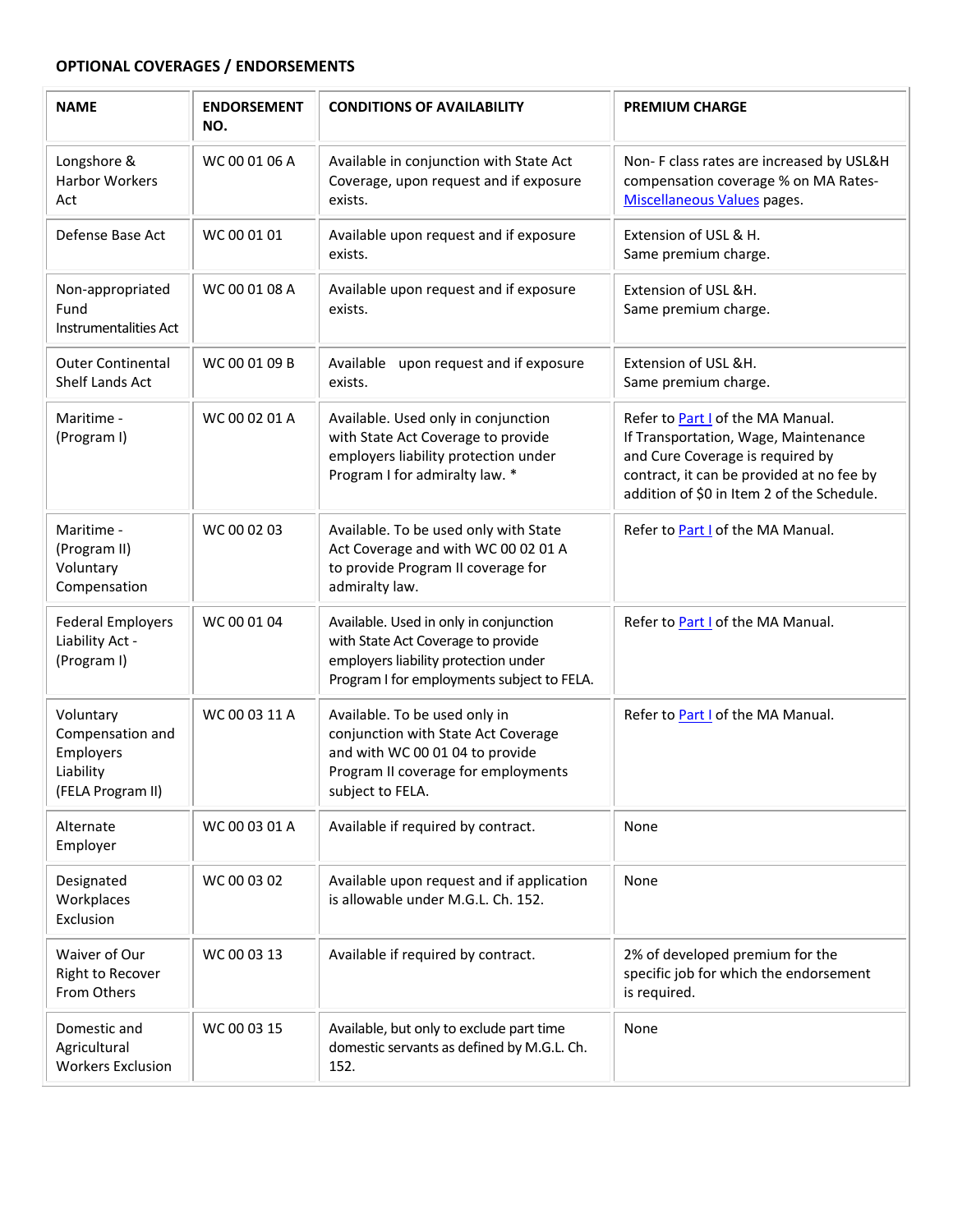**OPTIONAL COVERAGES / ENDORSEMENTS**

| NAME | ENDORSEMENT NO. | CONDITIONS OF AVAILABILITY | PREMIUM CHARGE |
|---|---|---|---|
| Longshore & Harbor Workers Act | WC 00 01 06 A | Available in conjunction with State Act Coverage, upon request and if exposure exists. | Non- F class rates are increased by USL&H compensation coverage % on MA Rates- Miscellaneous Values pages. |
| Defense Base Act | WC 00 01 01 | Available upon request and if exposure exists. | Extension of USL & H. Same premium charge. |
| Non-appropriated Fund Instrumentalities Act | WC 00 01 08 A | Available upon request and if exposure exists. | Extension of USL &H. Same premium charge. |
| Outer Continental Shelf Lands Act | WC 00 01 09 B | Available upon request and if exposure exists. | Extension of USL &H. Same premium charge. |
| Maritime - (Program I) | WC 00 02 01 A | Available. Used only in conjunction with State Act Coverage to provide employers liability protection under Program I for admiralty law. * | Refer to Part I of the MA Manual. If Transportation, Wage, Maintenance and Cure Coverage is required by contract, it can be provided at no fee by addition of $0 in Item 2 of the Schedule. |
| Maritime - (Program II) Voluntary Compensation | WC 00 02 03 | Available. To be used only with State Act Coverage and with WC 00 02 01 A to provide Program II coverage for admiralty law. | Refer to Part I of the MA Manual. |
| Federal Employers Liability Act - (Program I) | WC 00 01 04 | Available. Used in only in conjunction with State Act Coverage to provide employers liability protection under Program I for employments subject to FELA. | Refer to Part I of the MA Manual. |
| Voluntary Compensation and Employers Liability (FELA Program II) | WC 00 03 11 A | Available. To be used only in conjunction with State Act Coverage and with WC 00 01 04 to provide Program II coverage for employments subject to FELA. | Refer to Part I of the MA Manual. |
| Alternate Employer | WC 00 03 01 A | Available if required by contract. | None |
| Designated Workplaces Exclusion | WC 00 03 02 | Available upon request and if application is allowable under M.G.L. Ch. 152. | None |
| Waiver of Our Right to Recover From Others | WC 00 03 13 | Available if required by contract. | 2% of developed premium for the specific job for which the endorsement is required. |
| Domestic and Agricultural Workers Exclusion | WC 00 03 15 | Available, but only to exclude part time domestic servants as defined by M.G.L. Ch. 152. | None |